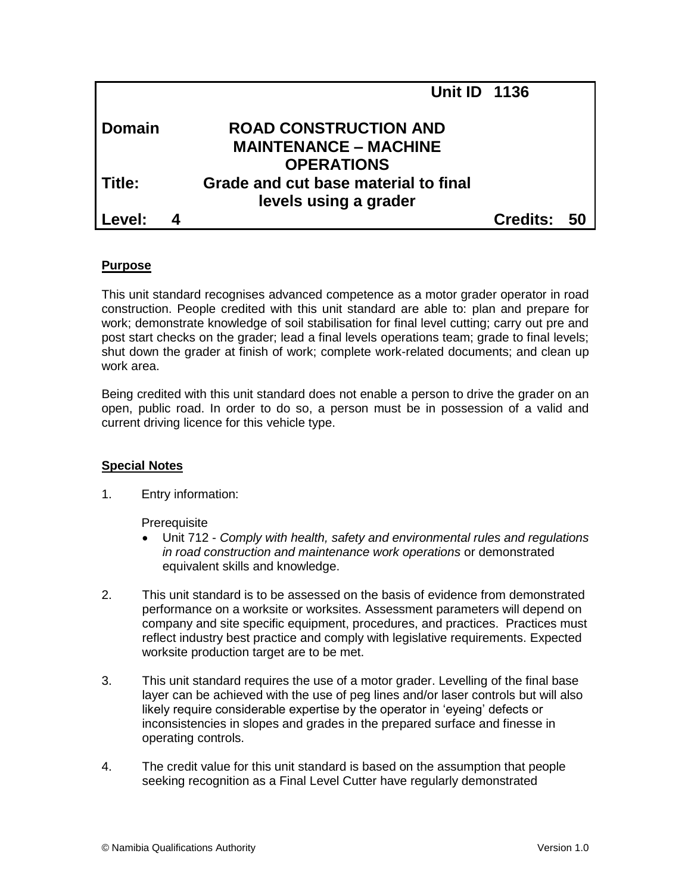| | Unit ID | 1136 |
|---|---|---|
| **Domain** | **ROAD CONSTRUCTION AND MAINTENANCE – MACHINE OPERATIONS** | |
| **Title:** | **Grade and cut base material to final levels using a grader** | |
| **Level: 4** | | **Credits: 50** |

## Purpose

This unit standard recognises advanced competence as a motor grader operator in road construction. People credited with this unit standard are able to: plan and prepare for work; demonstrate knowledge of soil stabilisation for final level cutting; carry out pre and post start checks on the grader; lead a final levels operations team; grade to final levels; shut down the grader at finish of work; complete work-related documents; and clean up work area.

Being credited with this unit standard does not enable a person to drive the grader on an open, public road. In order to do so, a person must be in possession of a valid and current driving licence for this vehicle type.

## Special Notes

1. Entry information:

   Prerequisite

   - Unit 712 - *Comply with health, safety and environmental rules and regulations in road construction and maintenance work operations* or demonstrated equivalent skills and knowledge.

2. This unit standard is to be assessed on the basis of evidence from demonstrated performance on a worksite or worksites. Assessment parameters will depend on company and site specific equipment, procedures, and practices. Practices must reflect industry best practice and comply with legislative requirements. Expected worksite production target are to be met.

3. This unit standard requires the use of a motor grader. Levelling of the final base layer can be achieved with the use of peg lines and/or laser controls but will also likely require considerable expertise by the operator in 'eyeing' defects or inconsistencies in slopes and grades in the prepared surface and finesse in operating controls.

4. The credit value for this unit standard is based on the assumption that people seeking recognition as a Final Level Cutter have regularly demonstrated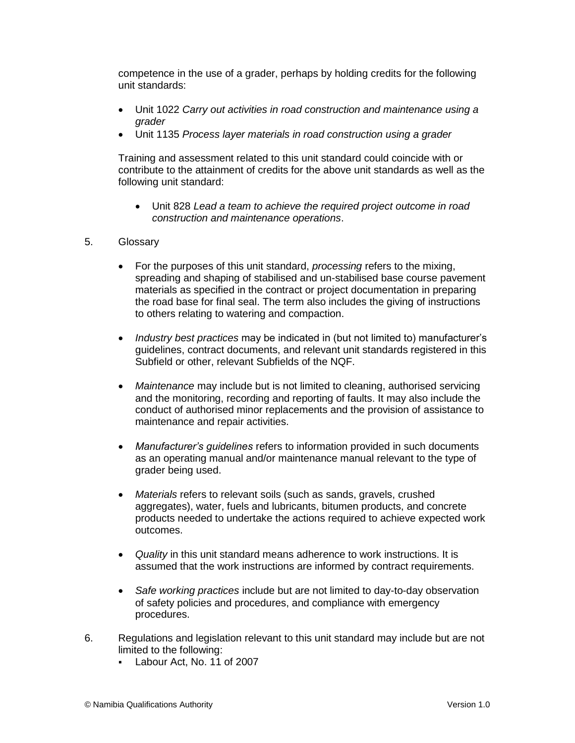competence in the use of a grader, perhaps by holding credits for the following unit standards:

- Unit 1022 *Carry out activities in road construction and maintenance using a grader*
- Unit 1135 *Process layer materials in road construction using a grader*

Training and assessment related to this unit standard could coincide with or contribute to the attainment of credits for the above unit standards as well as the following unit standard:

- Unit 828 *Lead a team to achieve the required project outcome in road construction and maintenance operations*.

5. Glossary

   - For the purposes of this unit standard, *processing* refers to the mixing, spreading and shaping of stabilised and un-stabilised base course pavement materials as specified in the contract or project documentation in preparing the road base for final seal. The term also includes the giving of instructions to others relating to watering and compaction.

   - *Industry best practices* may be indicated in (but not limited to) manufacturer's guidelines, contract documents, and relevant unit standards registered in this Subfield or other, relevant Subfields of the NQF.

   - *Maintenance* may include but is not limited to cleaning, authorised servicing and the monitoring, recording and reporting of faults. It may also include the conduct of authorised minor replacements and the provision of assistance to maintenance and repair activities.

   - *Manufacturer's guidelines* refers to information provided in such documents as an operating manual and/or maintenance manual relevant to the type of grader being used.

   - *Materials* refers to relevant soils (such as sands, gravels, crushed aggregates), water, fuels and lubricants, bitumen products, and concrete products needed to undertake the actions required to achieve expected work outcomes.

   - *Quality* in this unit standard means adherence to work instructions. It is assumed that the work instructions are informed by contract requirements.

   - *Safe working practices* include but are not limited to day-to-day observation of safety policies and procedures, and compliance with emergency procedures.

6. Regulations and legislation relevant to this unit standard may include but are not limited to the following:
   - Labour Act, No. 11 of 2007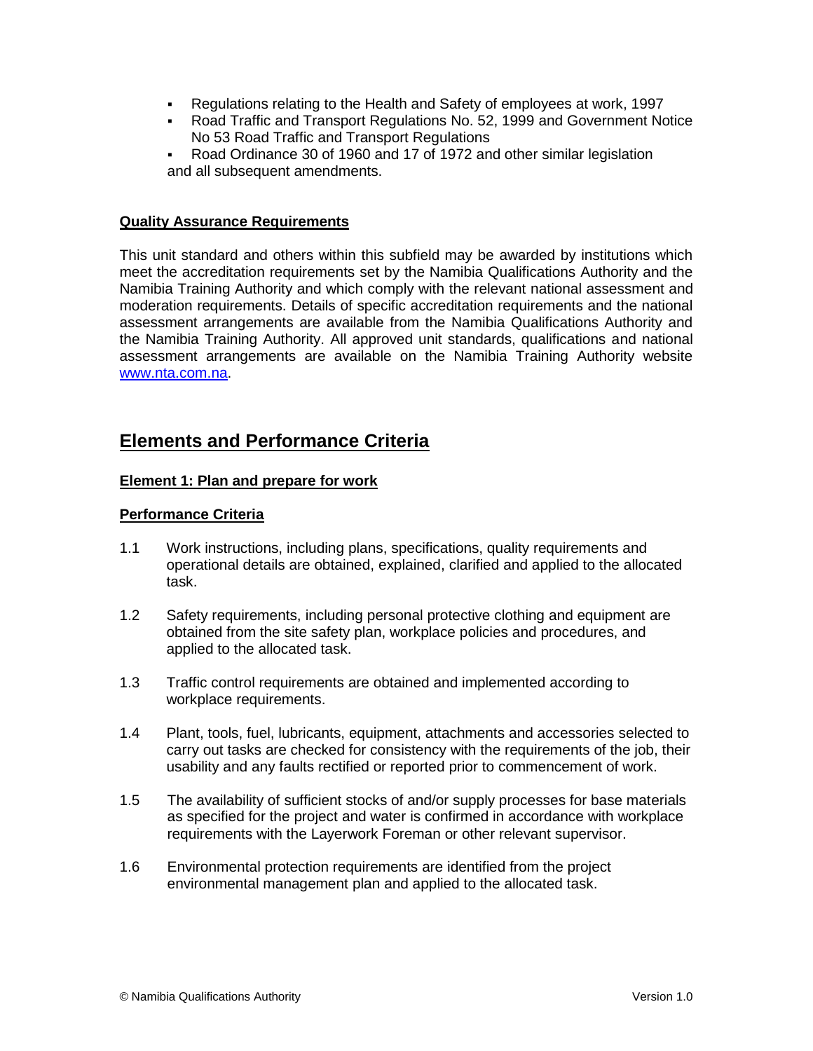- Regulations relating to the Health and Safety of employees at work, 1997
- Road Traffic and Transport Regulations No. 52, 1999 and Government Notice No 53 Road Traffic and Transport Regulations
- Road Ordinance 30 of 1960 and 17 of 1972 and other similar legislation

and all subsequent amendments.

**Quality Assurance Requirements**

This unit standard and others within this subfield may be awarded by institutions which meet the accreditation requirements set by the Namibia Qualifications Authority and the Namibia Training Authority and which comply with the relevant national assessment and moderation requirements. Details of specific accreditation requirements and the national assessment arrangements are available from the Namibia Qualifications Authority and the Namibia Training Authority. All approved unit standards, qualifications and national assessment arrangements are available on the Namibia Training Authority website www.nta.com.na.

## Elements and Performance Criteria

**Element 1: Plan and prepare for work**

**Performance Criteria**

1.1 Work instructions, including plans, specifications, quality requirements and operational details are obtained, explained, clarified and applied to the allocated task.

1.2 Safety requirements, including personal protective clothing and equipment are obtained from the site safety plan, workplace policies and procedures, and applied to the allocated task.

1.3 Traffic control requirements are obtained and implemented according to workplace requirements.

1.4 Plant, tools, fuel, lubricants, equipment, attachments and accessories selected to carry out tasks are checked for consistency with the requirements of the job, their usability and any faults rectified or reported prior to commencement of work.

1.5 The availability of sufficient stocks of and/or supply processes for base materials as specified for the project and water is confirmed in accordance with workplace requirements with the Layerwork Foreman or other relevant supervisor.

1.6 Environmental protection requirements are identified from the project environmental management plan and applied to the allocated task.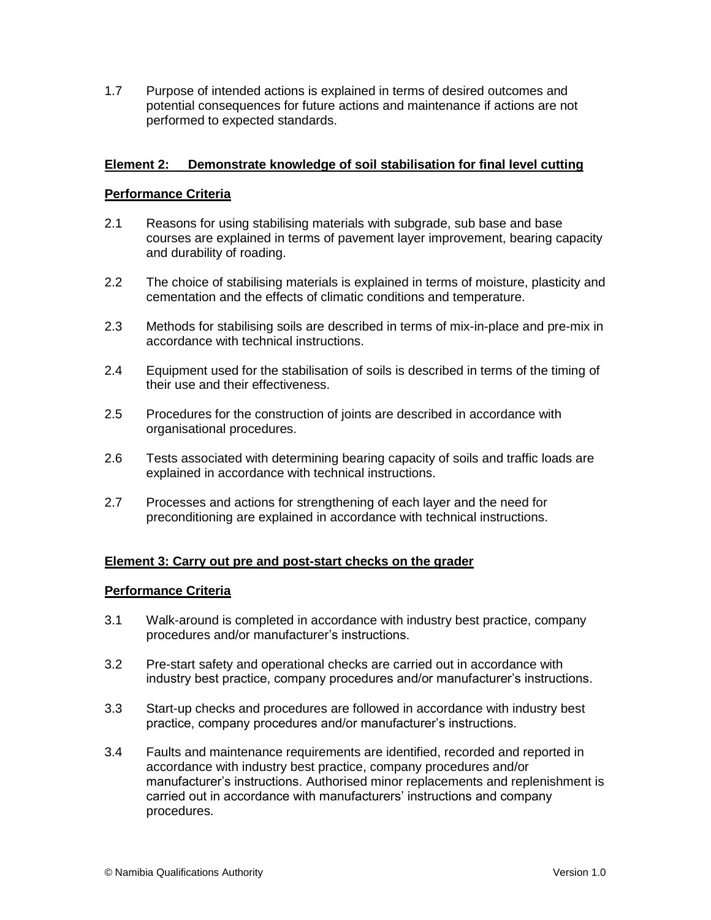1.7 Purpose of intended actions is explained in terms of desired outcomes and potential consequences for future actions and maintenance if actions are not performed to expected standards.

**Element 2: Demonstrate knowledge of soil stabilisation for final level cutting**

**Performance Criteria**

2.1 Reasons for using stabilising materials with subgrade, sub base and base courses are explained in terms of pavement layer improvement, bearing capacity and durability of roading.

2.2 The choice of stabilising materials is explained in terms of moisture, plasticity and cementation and the effects of climatic conditions and temperature.

2.3 Methods for stabilising soils are described in terms of mix-in-place and pre-mix in accordance with technical instructions.

2.4 Equipment used for the stabilisation of soils is described in terms of the timing of their use and their effectiveness.

2.5 Procedures for the construction of joints are described in accordance with organisational procedures.

2.6 Tests associated with determining bearing capacity of soils and traffic loads are explained in accordance with technical instructions.

2.7 Processes and actions for strengthening of each layer and the need for preconditioning are explained in accordance with technical instructions.

**Element 3: Carry out pre and post-start checks on the grader**

**Performance Criteria**

3.1 Walk-around is completed in accordance with industry best practice, company procedures and/or manufacturer's instructions.

3.2 Pre-start safety and operational checks are carried out in accordance with industry best practice, company procedures and/or manufacturer's instructions.

3.3 Start-up checks and procedures are followed in accordance with industry best practice, company procedures and/or manufacturer's instructions.

3.4 Faults and maintenance requirements are identified, recorded and reported in accordance with industry best practice, company procedures and/or manufacturer's instructions. Authorised minor replacements and replenishment is carried out in accordance with manufacturers' instructions and company procedures.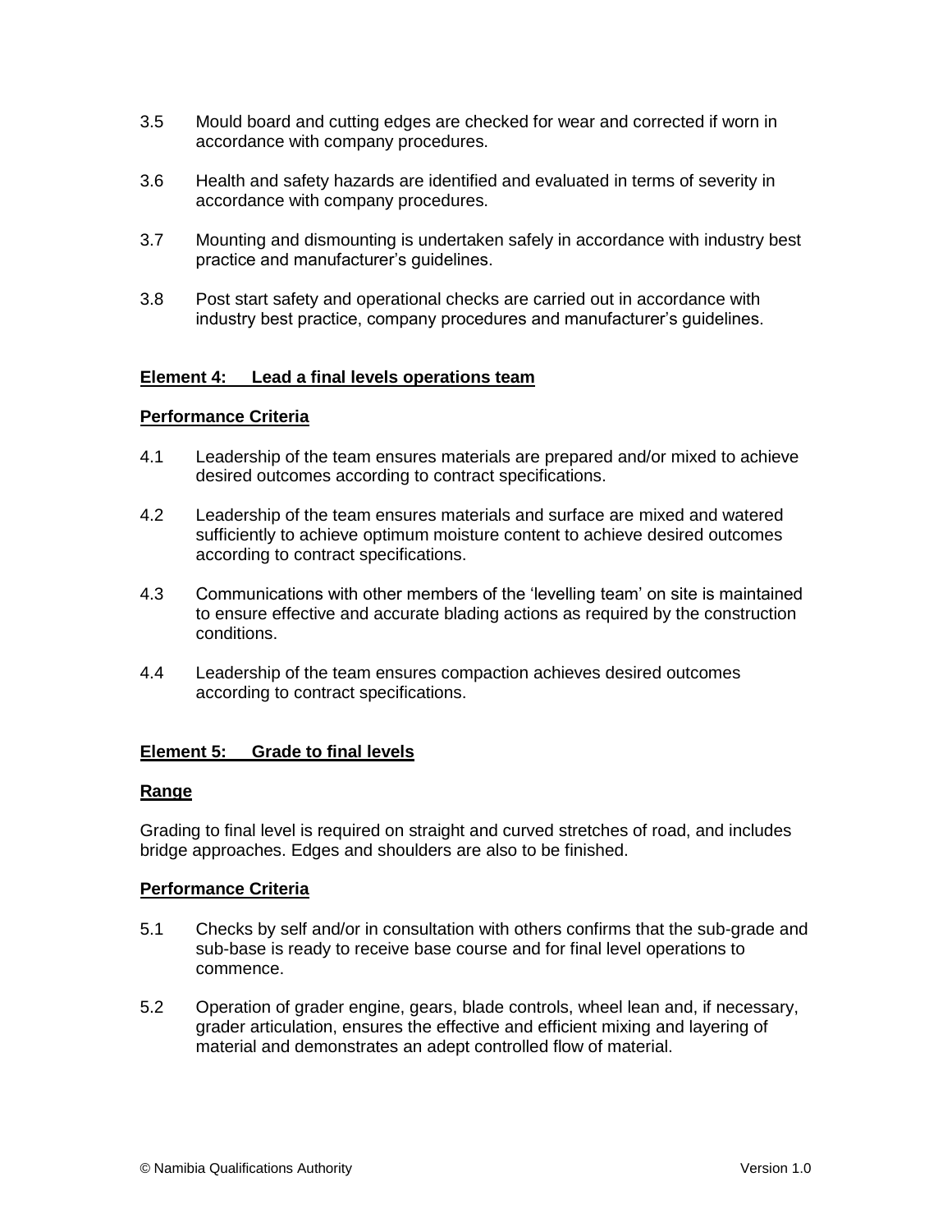3.5 Mould board and cutting edges are checked for wear and corrected if worn in accordance with company procedures.

3.6 Health and safety hazards are identified and evaluated in terms of severity in accordance with company procedures.

3.7 Mounting and dismounting is undertaken safely in accordance with industry best practice and manufacturer's guidelines.

3.8 Post start safety and operational checks are carried out in accordance with industry best practice, company procedures and manufacturer's guidelines.

**Element 4: Lead a final levels operations team**

**Performance Criteria**

4.1 Leadership of the team ensures materials are prepared and/or mixed to achieve desired outcomes according to contract specifications.

4.2 Leadership of the team ensures materials and surface are mixed and watered sufficiently to achieve optimum moisture content to achieve desired outcomes according to contract specifications.

4.3 Communications with other members of the 'levelling team' on site is maintained to ensure effective and accurate blading actions as required by the construction conditions.

4.4 Leadership of the team ensures compaction achieves desired outcomes according to contract specifications.

**Element 5: Grade to final levels**

**Range**

Grading to final level is required on straight and curved stretches of road, and includes bridge approaches. Edges and shoulders are also to be finished.

**Performance Criteria**

5.1 Checks by self and/or in consultation with others confirms that the sub-grade and sub-base is ready to receive base course and for final level operations to commence.

5.2 Operation of grader engine, gears, blade controls, wheel lean and, if necessary, grader articulation, ensures the effective and efficient mixing and layering of material and demonstrates an adept controlled flow of material.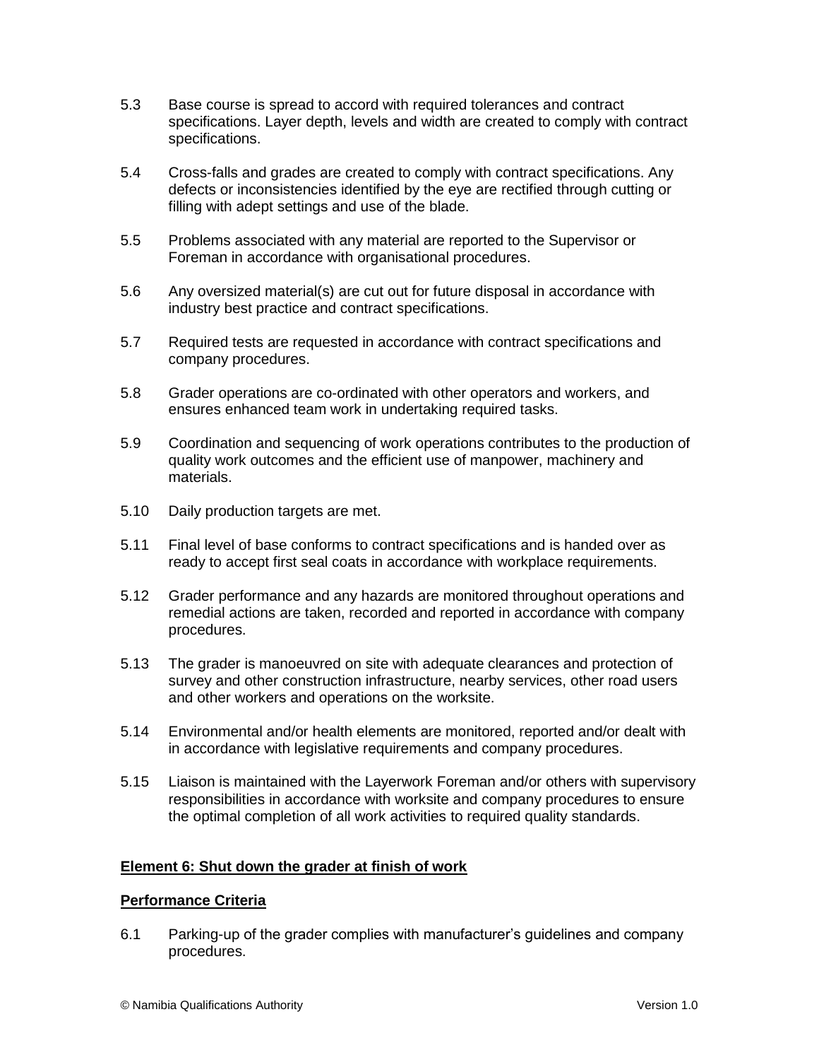5.3 Base course is spread to accord with required tolerances and contract specifications. Layer depth, levels and width are created to comply with contract specifications.

5.4 Cross-falls and grades are created to comply with contract specifications. Any defects or inconsistencies identified by the eye are rectified through cutting or filling with adept settings and use of the blade.

5.5 Problems associated with any material are reported to the Supervisor or Foreman in accordance with organisational procedures.

5.6 Any oversized material(s) are cut out for future disposal in accordance with industry best practice and contract specifications.

5.7 Required tests are requested in accordance with contract specifications and company procedures.

5.8 Grader operations are co-ordinated with other operators and workers, and ensures enhanced team work in undertaking required tasks.

5.9 Coordination and sequencing of work operations contributes to the production of quality work outcomes and the efficient use of manpower, machinery and materials.

5.10 Daily production targets are met.

5.11 Final level of base conforms to contract specifications and is handed over as ready to accept first seal coats in accordance with workplace requirements.

5.12 Grader performance and any hazards are monitored throughout operations and remedial actions are taken, recorded and reported in accordance with company procedures.

5.13 The grader is manoeuvred on site with adequate clearances and protection of survey and other construction infrastructure, nearby services, other road users and other workers and operations on the worksite.

5.14 Environmental and/or health elements are monitored, reported and/or dealt with in accordance with legislative requirements and company procedures.

5.15 Liaison is maintained with the Layerwork Foreman and/or others with supervisory responsibilities in accordance with worksite and company procedures to ensure the optimal completion of all work activities to required quality standards.

**Element 6: Shut down the grader at finish of work**

**Performance Criteria**

6.1 Parking-up of the grader complies with manufacturer's guidelines and company procedures.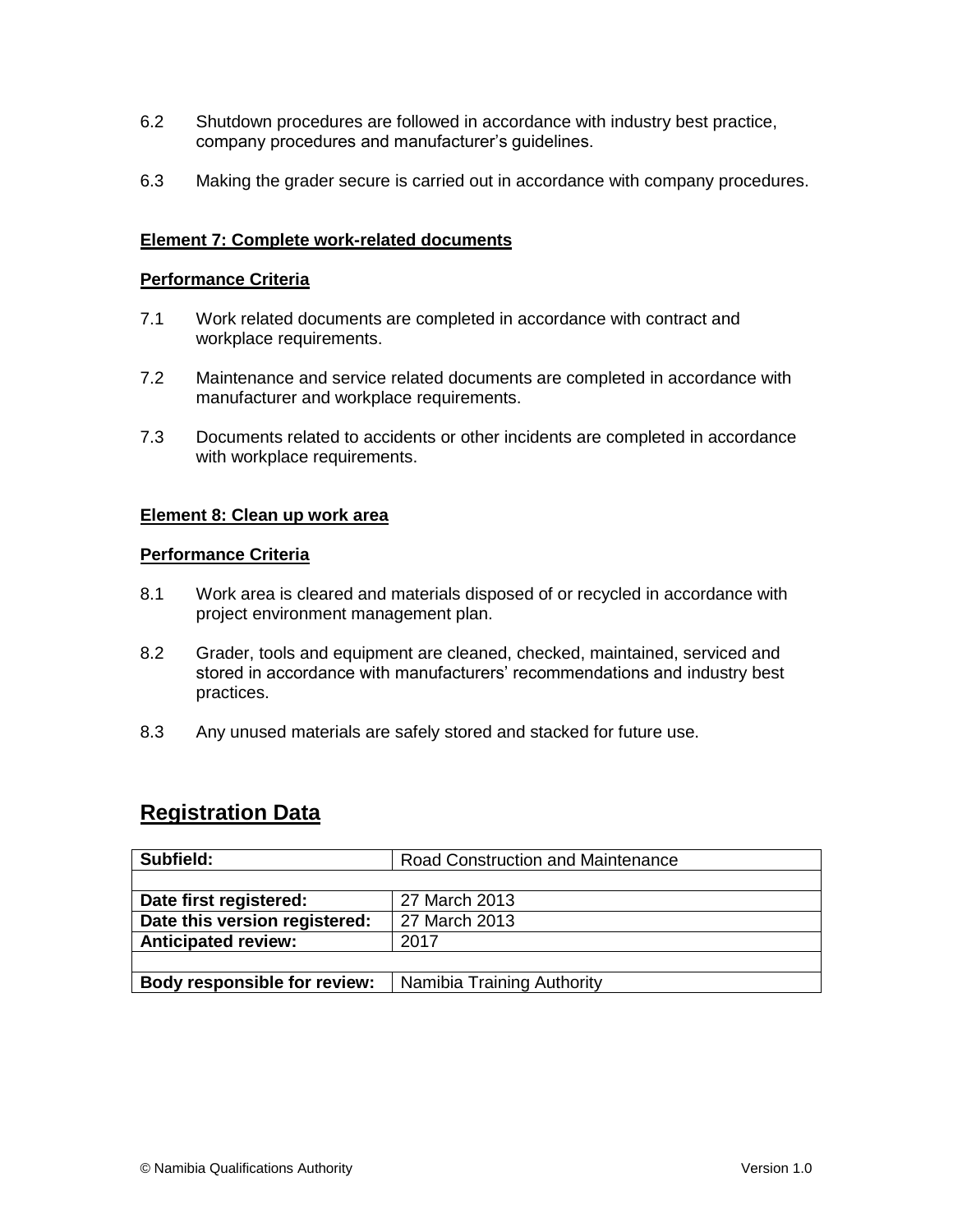6.2 Shutdown procedures are followed in accordance with industry best practice, company procedures and manufacturer's guidelines.

6.3 Making the grader secure is carried out in accordance with company procedures.

**Element 7: Complete work-related documents**

**Performance Criteria**

7.1 Work related documents are completed in accordance with contract and workplace requirements.

7.2 Maintenance and service related documents are completed in accordance with manufacturer and workplace requirements.

7.3 Documents related to accidents or other incidents are completed in accordance with workplace requirements.

**Element 8: Clean up work area**

**Performance Criteria**

8.1 Work area is cleared and materials disposed of or recycled in accordance with project environment management plan.

8.2 Grader, tools and equipment are cleaned, checked, maintained, serviced and stored in accordance with manufacturers' recommendations and industry best practices.

8.3 Any unused materials are safely stored and stacked for future use.

## Registration Data

| | |
|---|---|
| **Subfield:** | Road Construction and Maintenance |
| | |
| **Date first registered:** | 27 March 2013 |
| **Date this version registered:** | 27 March 2013 |
| **Anticipated review:** | 2017 |
| | |
| **Body responsible for review:** | Namibia Training Authority |